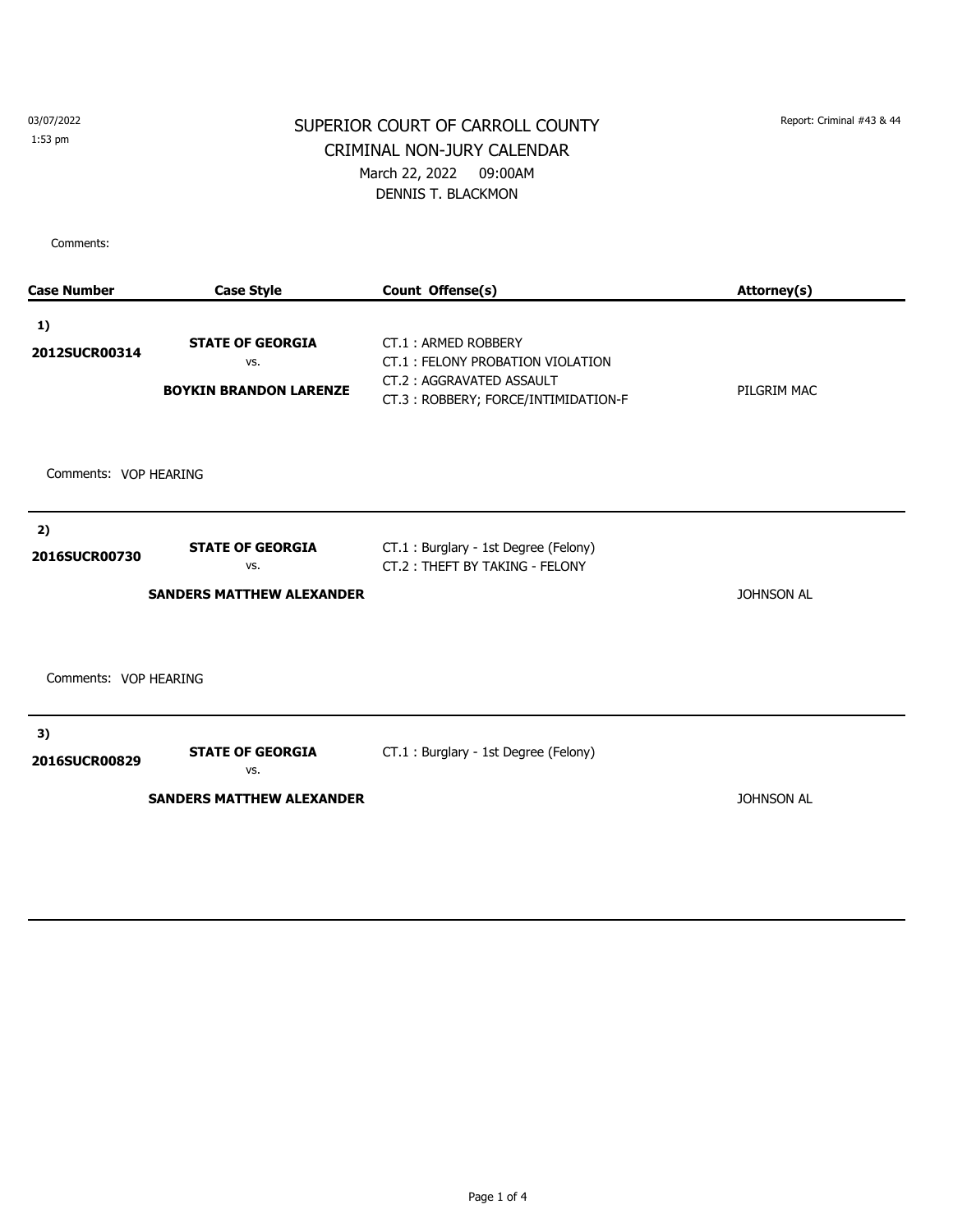03/07/2022
1:53 pm

Report: Criminal #43 & 44

# SUPERIOR COURT OF CARROLL COUNTY

## CRIMINAL NON-JURY CALENDAR

March 22, 2022 09:00AM

DENNIS T. BLACKMON

Comments:

| Case Number | Case Style | Count Offense(s) | Attorney(s) |
|---|---|---|---|
| **1)** **2012SUCR00314** | **STATE OF GEORGIA** vs. **BOYKIN BRANDON LARENZE** | CT.1 : ARMED ROBBERY<br>CT.1 : FELONY PROBATION VIOLATION<br>CT.2 : AGGRAVATED ASSAULT<br>CT.3 : ROBBERY; FORCE/INTIMIDATION-F | PILGRIM MAC |

Comments: VOP HEARING

| Case Number | Case Style | Count Offense(s) | Attorney(s) |
|---|---|---|---|
| **2)** **2016SUCR00730** | **STATE OF GEORGIA** vs. **SANDERS MATTHEW ALEXANDER** | CT.1 : Burglary - 1st Degree (Felony)<br>CT.2 : THEFT BY TAKING - FELONY | JOHNSON AL |

Comments: VOP HEARING

| Case Number | Case Style | Count Offense(s) | Attorney(s) |
|---|---|---|---|
| **3)** **2016SUCR00829** | **STATE OF GEORGIA** vs. **SANDERS MATTHEW ALEXANDER** | CT.1 : Burglary - 1st Degree (Felony) | JOHNSON AL |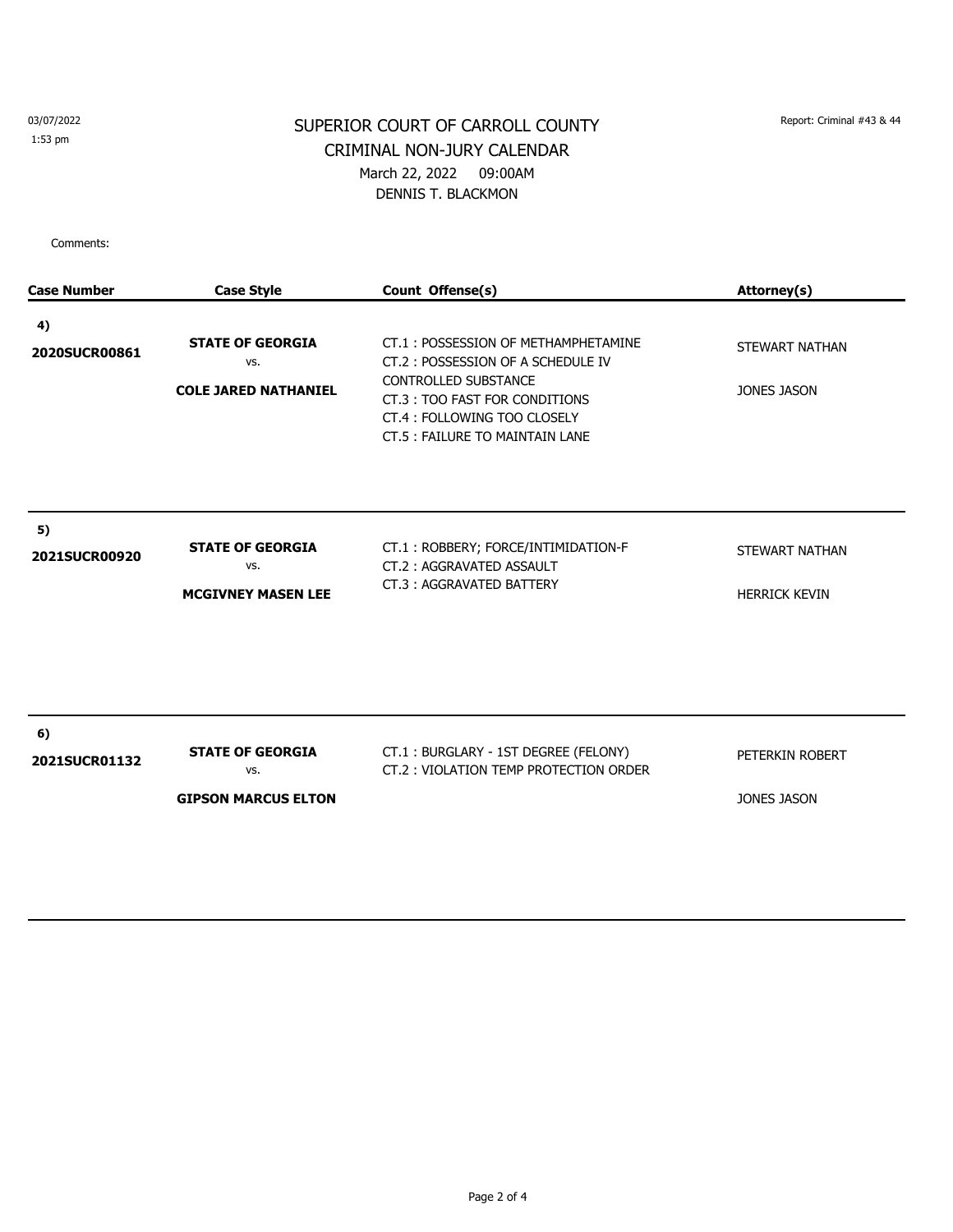03/07/2022
1:53 pm

Report: Criminal #43 & 44

# SUPERIOR COURT OF CARROLL COUNTY
## CRIMINAL NON-JURY CALENDAR
March 22, 2022 09:00AM
DENNIS T. BLACKMON

Comments:

| Case Number | Case Style | Count Offense(s) | Attorney(s) |
|---|---|---|---|
| **4)** **2020SUCR00861** | **STATE OF GEORGIA** vs. **COLE JARED NATHANIEL** | CT.1 : POSSESSION OF METHAMPHETAMINE<br>CT.2 : POSSESSION OF A SCHEDULE IV CONTROLLED SUBSTANCE<br>CT.3 : TOO FAST FOR CONDITIONS<br>CT.4 : FOLLOWING TOO CLOSELY<br>CT.5 : FAILURE TO MAINTAIN LANE | STEWART NATHAN<br>JONES JASON |
| **5)** **2021SUCR00920** | **STATE OF GEORGIA** vs. **MCGIVNEY MASEN LEE** | CT.1 : ROBBERY; FORCE/INTIMIDATION-F<br>CT.2 : AGGRAVATED ASSAULT<br>CT.3 : AGGRAVATED BATTERY | STEWART NATHAN<br>HERRICK KEVIN |
| **6)** **2021SUCR01132** | **STATE OF GEORGIA** vs. **GIPSON MARCUS ELTON** | CT.1 : BURGLARY - 1ST DEGREE (FELONY)<br>CT.2 : VIOLATION TEMP PROTECTION ORDER | PETERKIN ROBERT<br>JONES JASON |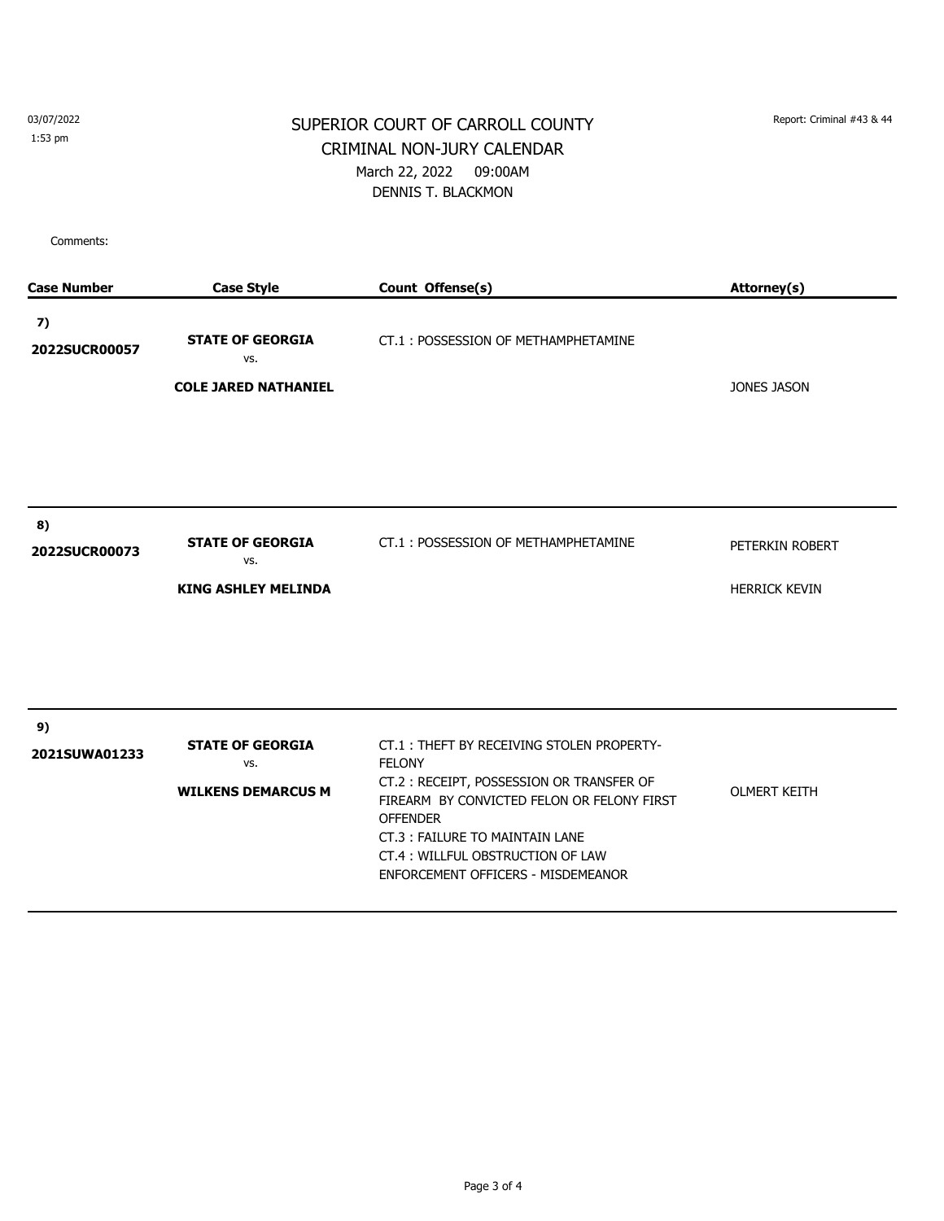03/07/2022
1:53 pm

Report: Criminal #43 & 44

# SUPERIOR COURT OF CARROLL COUNTY
## CRIMINAL NON-JURY CALENDAR
March 22, 2022 09:00AM
DENNIS T. BLACKMON

Comments:

| Case Number | Case Style | Count Offense(s) | Attorney(s) |
|---|---|---|---|
| **7)** **2022SUCR00057** | **STATE OF GEORGIA** vs. **COLE JARED NATHANIEL** | CT.1 : POSSESSION OF METHAMPHETAMINE | JONES JASON |
| **8)** **2022SUCR00073** | **STATE OF GEORGIA** vs. **KING ASHLEY MELINDA** | CT.1 : POSSESSION OF METHAMPHETAMINE | PETERKIN ROBERT<br>HERRICK KEVIN |
| **9)** **2021SUWA01233** | **STATE OF GEORGIA** vs. **WILKENS DEMARCUS M** | CT.1 : THEFT BY RECEIVING STOLEN PROPERTY-FELONY<br>CT.2 : RECEIPT, POSSESSION OR TRANSFER OF FIREARM BY CONVICTED FELON OR FELONY FIRST OFFENDER<br>CT.3 : FAILURE TO MAINTAIN LANE<br>CT.4 : WILLFUL OBSTRUCTION OF LAW ENFORCEMENT OFFICERS - MISDEMEANOR | OLMERT KEITH |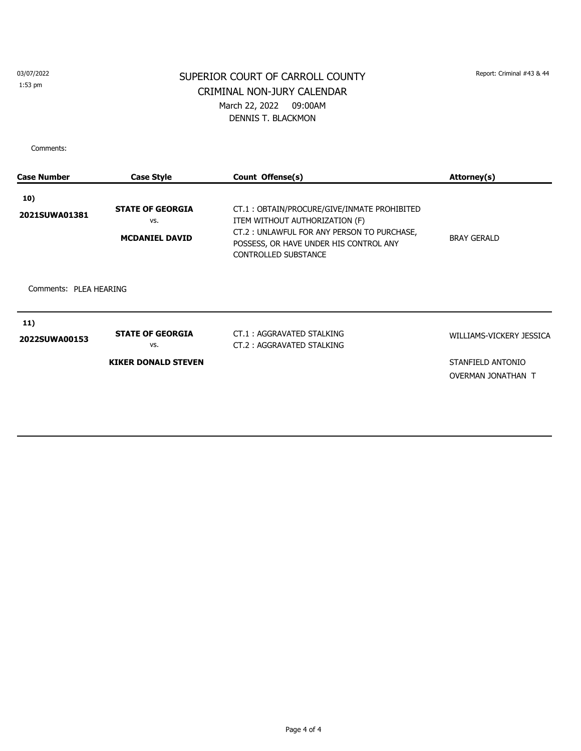03/07/2022
1:53 pm

# SUPERIOR COURT OF CARROLL COUNTY
## CRIMINAL NON-JURY CALENDAR
March 22, 2022 09:00AM
DENNIS T. BLACKMON

Report: Criminal #43 & 44

Comments:

| Case Number | Case Style | Count Offense(s) | Attorney(s) |
|---|---|---|---|
| **10)** **2021SUWA01381** | **STATE OF GEORGIA** vs. **MCDANIEL DAVID** | CT.1 : OBTAIN/PROCURE/GIVE/INMATE PROHIBITED ITEM WITHOUT AUTHORIZATION (F) CT.2 : UNLAWFUL FOR ANY PERSON TO PURCHASE, POSSESS, OR HAVE UNDER HIS CONTROL ANY CONTROLLED SUBSTANCE | BRAY GERALD |
| Comments: PLEA HEARING | | | |
| **11)** **2022SUWA00153** | **STATE OF GEORGIA** vs. **KIKER DONALD STEVEN** | CT.1 : AGGRAVATED STALKING CT.2 : AGGRAVATED STALKING | WILLIAMS-VICKERY JESSICA STANFIELD ANTONIO OVERMAN JONATHAN T |